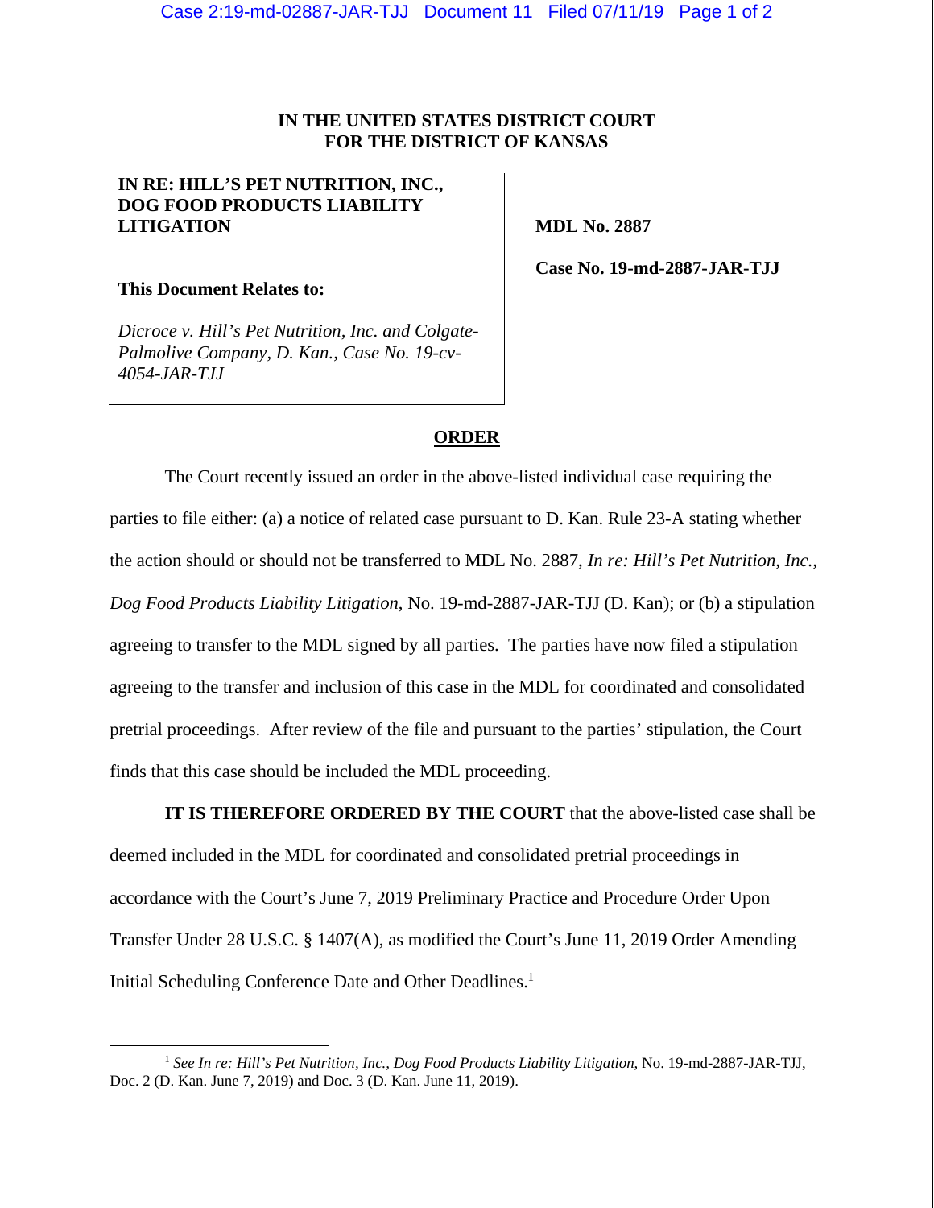**IN THE UNITED STATES DISTRICT COURT**
**FOR THE DISTRICT OF KANSAS**

| | |
|---|---|
| **IN RE: HILL'S PET NUTRITION, INC., DOG FOOD PRODUCTS LIABILITY LITIGATION** | **MDL No. 2887** |
| **This Document Relates to:** | **Case No. 19-md-2887-JAR-TJJ** |
| *Dicroce v. Hill's Pet Nutrition, Inc. and Colgate-Palmolive Company, D. Kan., Case No. 19-cv-4054-JAR-TJJ* | |

**ORDER**

The Court recently issued an order in the above-listed individual case requiring the parties to file either: (a) a notice of related case pursuant to D. Kan. Rule 23-A stating whether the action should or should not be transferred to MDL No. 2887, *In re: Hill's Pet Nutrition, Inc., Dog Food Products Liability Litigation*, No. 19-md-2887-JAR-TJJ (D. Kan); or (b) a stipulation agreeing to transfer to the MDL signed by all parties. The parties have now filed a stipulation agreeing to the transfer and inclusion of this case in the MDL for coordinated and consolidated pretrial proceedings. After review of the file and pursuant to the parties' stipulation, the Court finds that this case should be included the MDL proceeding.

**IT IS THEREFORE ORDERED BY THE COURT** that the above-listed case shall be deemed included in the MDL for coordinated and consolidated pretrial proceedings in accordance with the Court's June 7, 2019 Preliminary Practice and Procedure Order Upon Transfer Under 28 U.S.C. § 1407(A), as modified the Court's June 11, 2019 Order Amending Initial Scheduling Conference Date and Other Deadlines.[1]

[1] *See In re: Hill's Pet Nutrition, Inc., Dog Food Products Liability Litigation*, No. 19-md-2887-JAR-TJJ, Doc. 2 (D. Kan. June 7, 2019) and Doc. 3 (D. Kan. June 11, 2019).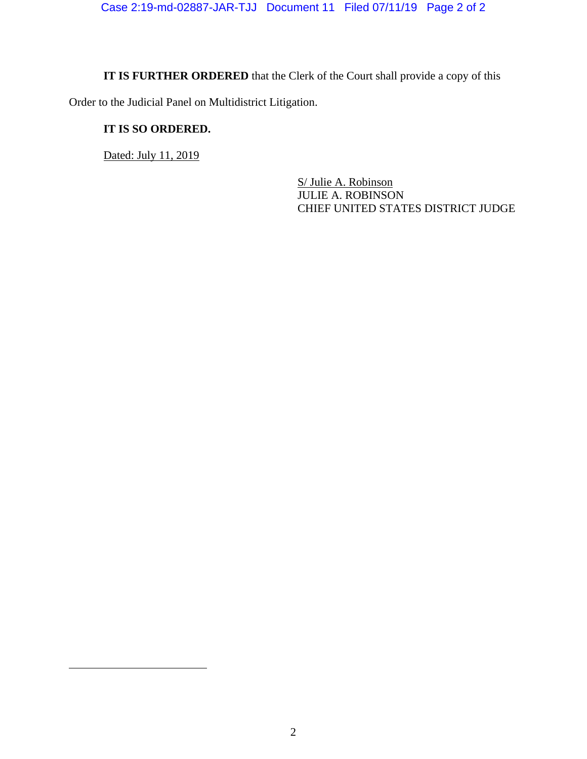**IT IS FURTHER ORDERED** that the Clerk of the Court shall provide a copy of this Order to the Judicial Panel on Multidistrict Litigation.

**IT IS SO ORDERED.**

Dated: July 11, 2019

S/ Julie A. Robinson
JULIE A. ROBINSON
CHIEF UNITED STATES DISTRICT JUDGE